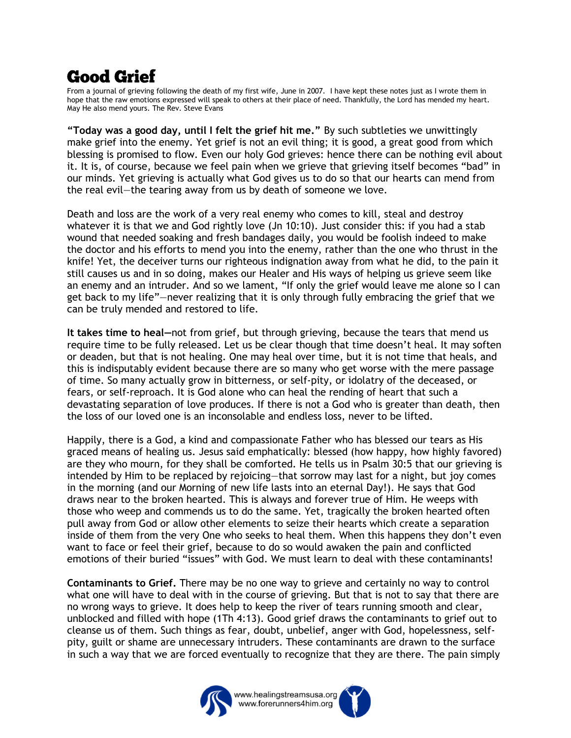# Good Grief

From a journal of grieving following the death of my first wife, June in 2007. I have kept these notes just as I wrote them in hope that the raw emotions expressed will speak to others at their place of need. Thankfully, the Lord has mended my heart. May He also mend yours. The Rev. Steve Evans

**"Today was a good day, until I felt the grief hit me."** By such subtleties we unwittingly make grief into the enemy. Yet grief is not an evil thing; it is good, a great good from which blessing is promised to flow. Even our holy God grieves: hence there can be nothing evil about it. It is, of course, because we feel pain when we grieve that grieving itself becomes "bad" in our minds. Yet grieving is actually what God gives us to do so that our hearts can mend from the real evil—the tearing away from us by death of someone we love.

Death and loss are the work of a very real enemy who comes to kill, steal and destroy whatever it is that we and God rightly love (Jn 10:10). Just consider this: if you had a stab wound that needed soaking and fresh bandages daily, you would be foolish indeed to make the doctor and his efforts to mend you into the enemy, rather than the one who thrust in the knife! Yet, the deceiver turns our righteous indignation away from what he did, to the pain it still causes us and in so doing, makes our Healer and His ways of helping us grieve seem like an enemy and an intruder. And so we lament, "If only the grief would leave me alone so I can get back to my life"—never realizing that it is only through fully embracing the grief that we can be truly mended and restored to life.

**It takes time to heal—**not from grief, but through grieving, because the tears that mend us require time to be fully released. Let us be clear though that time doesn't heal. It may soften or deaden, but that is not healing. One may heal over time, but it is not time that heals, and this is indisputably evident because there are so many who get worse with the mere passage of time. So many actually grow in bitterness, or self-pity, or idolatry of the deceased, or fears, or self-reproach. It is God alone who can heal the rending of heart that such a devastating separation of love produces. If there is not a God who is greater than death, then the loss of our loved one is an inconsolable and endless loss, never to be lifted.

Happily, there is a God, a kind and compassionate Father who has blessed our tears as His graced means of healing us. Jesus said emphatically: blessed (how happy, how highly favored) are they who mourn, for they shall be comforted. He tells us in Psalm 30:5 that our grieving is intended by Him to be replaced by rejoicing—that sorrow may last for a night, but joy comes in the morning (and our Morning of new life lasts into an eternal Day!). He says that God draws near to the broken hearted. This is always and forever true of Him. He weeps with those who weep and commends us to do the same. Yet, tragically the broken hearted often pull away from God or allow other elements to seize their hearts which create a separation inside of them from the very One who seeks to heal them. When this happens they don't even want to face or feel their grief, because to do so would awaken the pain and conflicted emotions of their buried "issues" with God. We must learn to deal with these contaminants!

**Contaminants to Grief.** There may be no one way to grieve and certainly no way to control what one will have to deal with in the course of grieving. But that is not to say that there are no wrong ways to grieve. It does help to keep the river of tears running smooth and clear, unblocked and filled with hope (1Th 4:13). Good grief draws the contaminants to grief out to cleanse us of them. Such things as fear, doubt, unbelief, anger with God, hopelessness, self-pity, guilt or shame are unnecessary intruders. These contaminants are drawn to the surface in such a way that we are forced eventually to recognize that they are there. The pain simply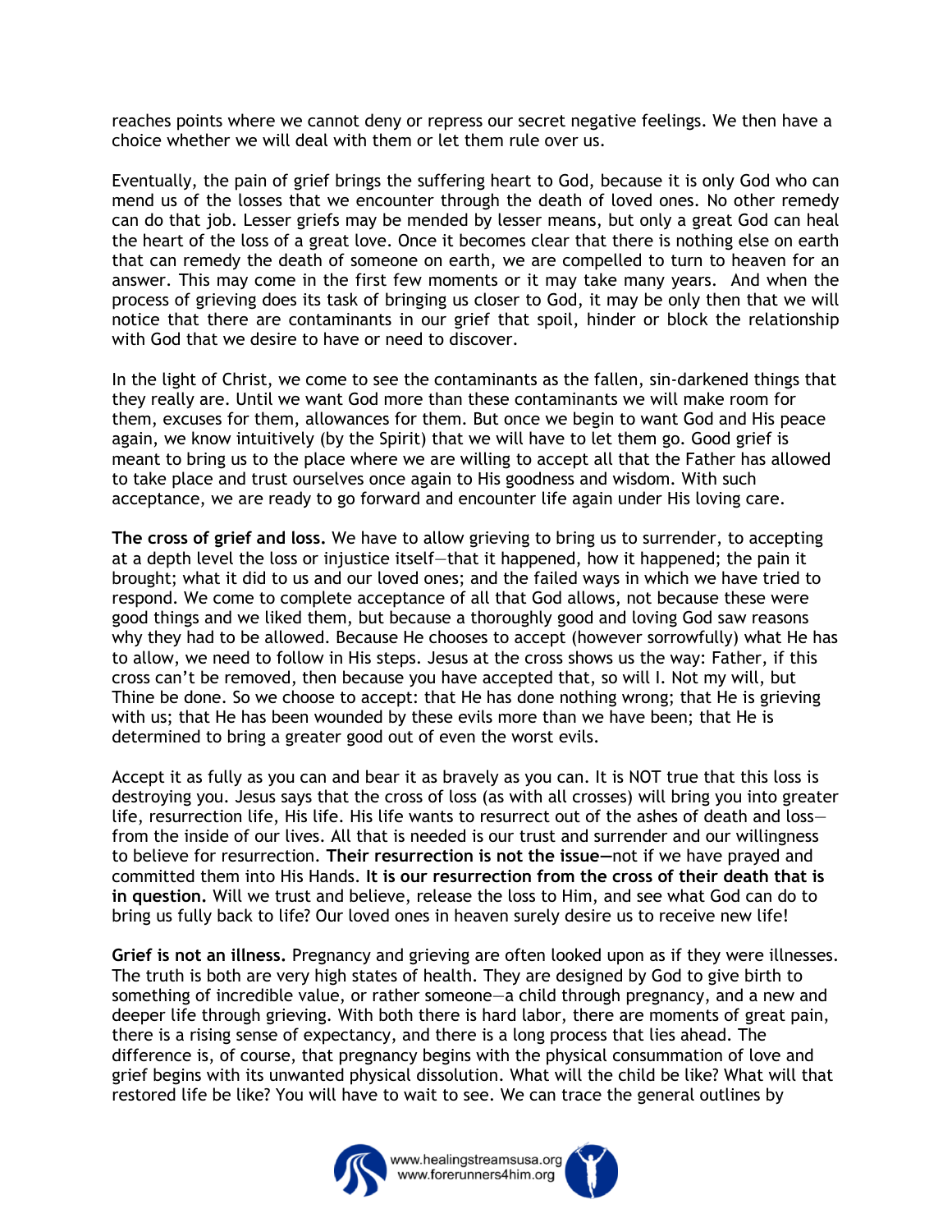reaches points where we cannot deny or repress our secret negative feelings. We then have a choice whether we will deal with them or let them rule over us.

Eventually, the pain of grief brings the suffering heart to God, because it is only God who can mend us of the losses that we encounter through the death of loved ones. No other remedy can do that job. Lesser griefs may be mended by lesser means, but only a great God can heal the heart of the loss of a great love. Once it becomes clear that there is nothing else on earth that can remedy the death of someone on earth, we are compelled to turn to heaven for an answer. This may come in the first few moments or it may take many years. And when the process of grieving does its task of bringing us closer to God, it may be only then that we will notice that there are contaminants in our grief that spoil, hinder or block the relationship with God that we desire to have or need to discover.

In the light of Christ, we come to see the contaminants as the fallen, sin-darkened things that they really are. Until we want God more than these contaminants we will make room for them, excuses for them, allowances for them. But once we begin to want God and His peace again, we know intuitively (by the Spirit) that we will have to let them go. Good grief is meant to bring us to the place where we are willing to accept all that the Father has allowed to take place and trust ourselves once again to His goodness and wisdom. With such acceptance, we are ready to go forward and encounter life again under His loving care.

**The cross of grief and loss.** We have to allow grieving to bring us to surrender, to accepting at a depth level the loss or injustice itself—that it happened, how it happened; the pain it brought; what it did to us and our loved ones; and the failed ways in which we have tried to respond. We come to complete acceptance of all that God allows, not because these were good things and we liked them, but because a thoroughly good and loving God saw reasons why they had to be allowed. Because He chooses to accept (however sorrowfully) what He has to allow, we need to follow in His steps. Jesus at the cross shows us the way: Father, if this cross can't be removed, then because you have accepted that, so will I. Not my will, but Thine be done. So we choose to accept: that He has done nothing wrong; that He is grieving with us; that He has been wounded by these evils more than we have been; that He is determined to bring a greater good out of even the worst evils.

Accept it as fully as you can and bear it as bravely as you can. It is NOT true that this loss is destroying you. Jesus says that the cross of loss (as with all crosses) will bring you into greater life, resurrection life, His life. His life wants to resurrect out of the ashes of death and loss—from the inside of our lives. All that is needed is our trust and surrender and our willingness to believe for resurrection. **Their resurrection is not the issue—**not if we have prayed and committed them into His Hands. **It is our resurrection from the cross of their death that is in question.** Will we trust and believe, release the loss to Him, and see what God can do to bring us fully back to life? Our loved ones in heaven surely desire us to receive new life!

**Grief is not an illness.** Pregnancy and grieving are often looked upon as if they were illnesses. The truth is both are very high states of health. They are designed by God to give birth to something of incredible value, or rather someone—a child through pregnancy, and a new and deeper life through grieving. With both there is hard labor, there are moments of great pain, there is a rising sense of expectancy, and there is a long process that lies ahead. The difference is, of course, that pregnancy begins with the physical consummation of love and grief begins with its unwanted physical dissolution. What will the child be like? What will that restored life be like? You will have to wait to see. We can trace the general outlines by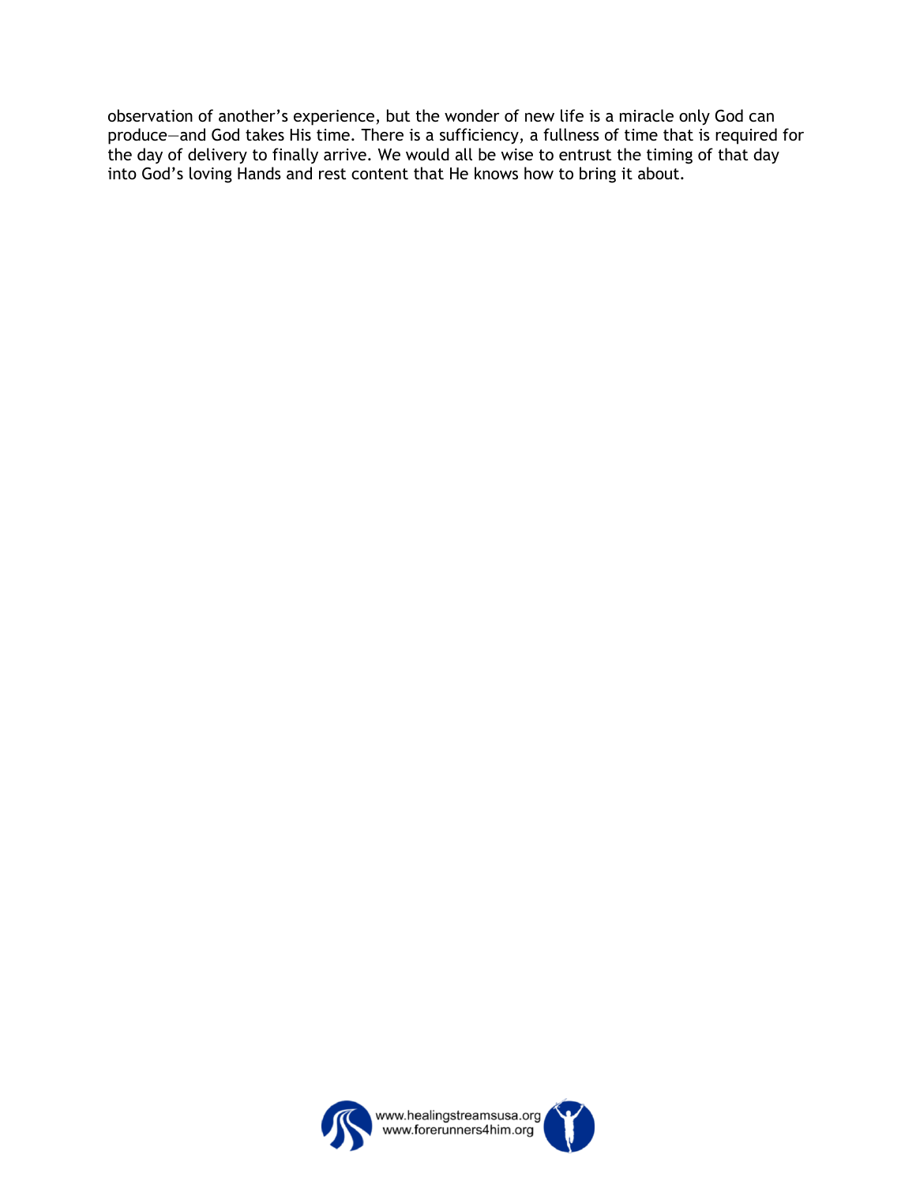observation of another's experience, but the wonder of new life is a miracle only God can produce—and God takes His time. There is a sufficiency, a fullness of time that is required for the day of delivery to finally arrive. We would all be wise to entrust the timing of that day into God's loving Hands and rest content that He knows how to bring it about.